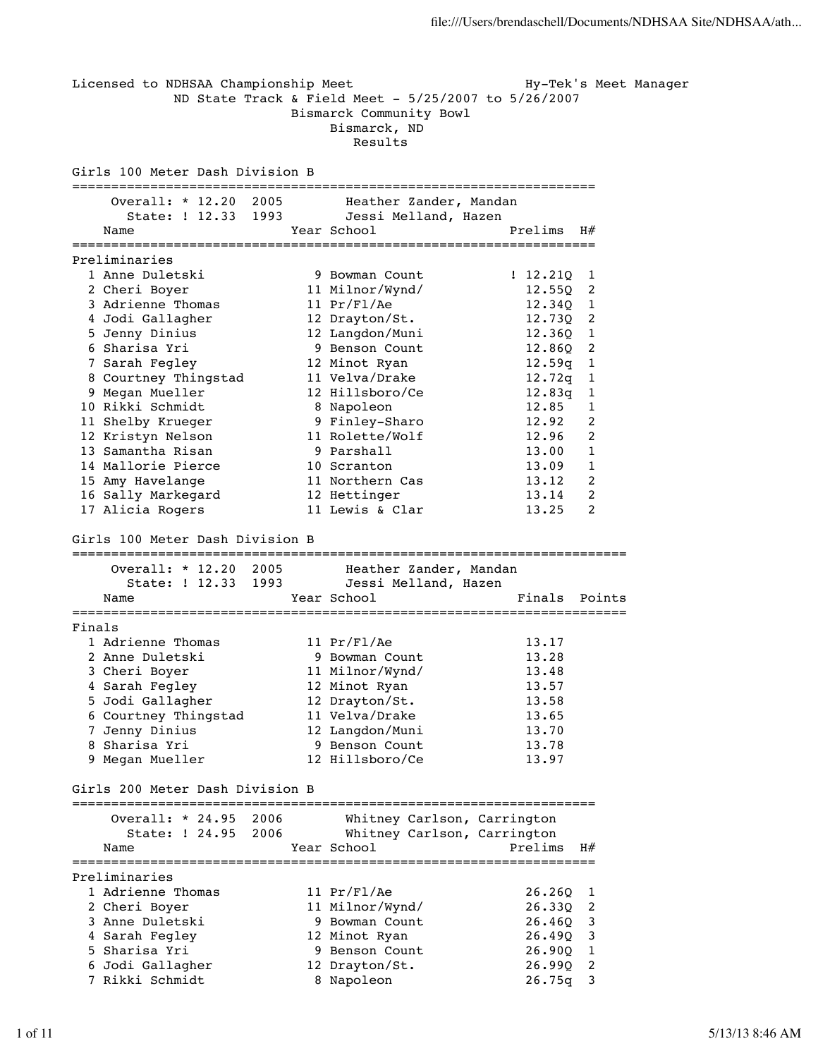Licensed to NDHSAA Championship Meet — Hy-Tek's Meet Manager

ND State Track & Field Meet - 5/25/2007 to 5/26/2007
Bismarck Community Bowl
Bismarck, ND
Results

## Girls 100 Meter Dash Division B

Overall: * 12.20 2005 Heather Zander, Mandan
State: ! 12.33 1993 Jessi Melland, Hazen

### Preliminaries

| | Name | Year | School | Prelims | H# |
|---|---|---|---|---|---|
| 1 | Anne Duletski | 9 | Bowman Count | ! 12.21Q | 1 |
| 2 | Cheri Boyer | 11 | Milnor/Wynd/ | 12.55Q | 2 |
| 3 | Adrienne Thomas | 11 | Pr/Fl/Ae | 12.34Q | 1 |
| 4 | Jodi Gallagher | 12 | Drayton/St. | 12.73Q | 2 |
| 5 | Jenny Dinius | 12 | Langdon/Muni | 12.36Q | 1 |
| 6 | Sharisa Yri | 9 | Benson Count | 12.86Q | 2 |
| 7 | Sarah Fegley | 12 | Minot Ryan | 12.59q | 1 |
| 8 | Courtney Thingstad | 11 | Velva/Drake | 12.72q | 1 |
| 9 | Megan Mueller | 12 | Hillsboro/Ce | 12.83q | 1 |
| 10 | Rikki Schmidt | 8 | Napoleon | 12.85 | 1 |
| 11 | Shelby Krueger | 9 | Finley-Sharo | 12.92 | 2 |
| 12 | Kristyn Nelson | 11 | Rolette/Wolf | 12.96 | 2 |
| 13 | Samantha Risan | 9 | Parshall | 13.00 | 1 |
| 14 | Mallorie Pierce | 10 | Scranton | 13.09 | 1 |
| 15 | Amy Havelange | 11 | Northern Cas | 13.12 | 2 |
| 16 | Sally Markegard | 12 | Hettinger | 13.14 | 2 |
| 17 | Alicia Rogers | 11 | Lewis & Clar | 13.25 | 2 |

## Girls 100 Meter Dash Division B

Overall: * 12.20 2005 Heather Zander, Mandan
State: ! 12.33 1993 Jessi Melland, Hazen

### Finals

| | Name | Year | School | Finals | Points |
|---|---|---|---|---|---|
| 1 | Adrienne Thomas | 11 | Pr/Fl/Ae | 13.17 | |
| 2 | Anne Duletski | 9 | Bowman Count | 13.28 | |
| 3 | Cheri Boyer | 11 | Milnor/Wynd/ | 13.48 | |
| 4 | Sarah Fegley | 12 | Minot Ryan | 13.57 | |
| 5 | Jodi Gallagher | 12 | Drayton/St. | 13.58 | |
| 6 | Courtney Thingstad | 11 | Velva/Drake | 13.65 | |
| 7 | Jenny Dinius | 12 | Langdon/Muni | 13.70 | |
| 8 | Sharisa Yri | 9 | Benson Count | 13.78 | |
| 9 | Megan Mueller | 12 | Hillsboro/Ce | 13.97 | |

## Girls 200 Meter Dash Division B

Overall: * 24.95 2006 Whitney Carlson, Carrington
State: ! 24.95 2006 Whitney Carlson, Carrington

### Preliminaries

| | Name | Year | School | Prelims | H# |
|---|---|---|---|---|---|
| 1 | Adrienne Thomas | 11 | Pr/Fl/Ae | 26.26Q | 1 |
| 2 | Cheri Boyer | 11 | Milnor/Wynd/ | 26.33Q | 2 |
| 3 | Anne Duletski | 9 | Bowman Count | 26.46Q | 3 |
| 4 | Sarah Fegley | 12 | Minot Ryan | 26.49Q | 3 |
| 5 | Sharisa Yri | 9 | Benson Count | 26.90Q | 1 |
| 6 | Jodi Gallagher | 12 | Drayton/St. | 26.99Q | 2 |
| 7 | Rikki Schmidt | 8 | Napoleon | 26.75q | 3 |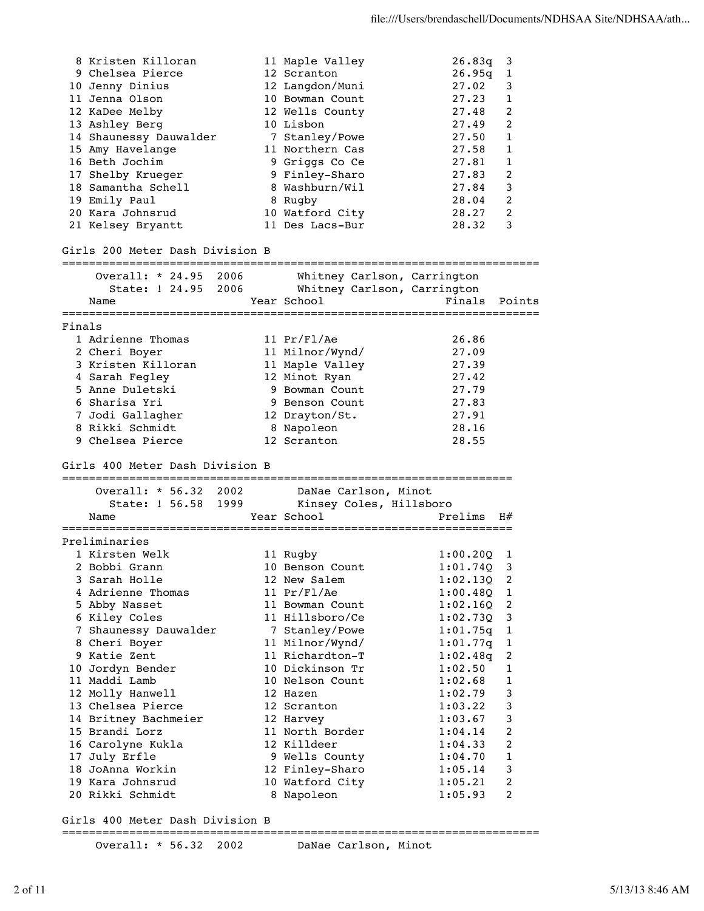| Place | Name | Year | School | Prelims | H# |
|---|---|---|---|---|---|
| 8 | Kristen Killoran | 11 | Maple Valley | 26.83q | 3 |
| 9 | Chelsea Pierce | 12 | Scranton | 26.95q | 1 |
| 10 | Jenny Dinius | 12 | Langdon/Muni | 27.02 | 3 |
| 11 | Jenna Olson | 10 | Bowman Count | 27.23 | 1 |
| 12 | KaDee Melby | 12 | Wells County | 27.48 | 2 |
| 13 | Ashley Berg | 10 | Lisbon | 27.49 | 2 |
| 14 | Shaunessy Dauwalder | 7 | Stanley/Powe | 27.50 | 1 |
| 15 | Amy Havelange | 11 | Northern Cas | 27.58 | 1 |
| 16 | Beth Jochim | 9 | Griggs Co Ce | 27.81 | 1 |
| 17 | Shelby Krueger | 9 | Finley-Sharo | 27.83 | 2 |
| 18 | Samantha Schell | 8 | Washburn/Wil | 27.84 | 3 |
| 19 | Emily Paul | 8 | Rugby | 28.04 | 2 |
| 20 | Kara Johnsrud | 10 | Watford City | 28.27 | 2 |
| 21 | Kelsey Bryantt | 11 | Des Lacs-Bur | 28.32 | 3 |

## Girls 200 Meter Dash Division B

Overall: * 24.95 2006 Whitney Carlson, Carrington
State: ! 24.95 2006 Whitney Carlson, Carrington

**Finals**

| Place | Name | Year | School | Finals | Points |
|---|---|---|---|---|---|
| 1 | Adrienne Thomas | 11 | Pr/Fl/Ae | 26.86 | |
| 2 | Cheri Boyer | 11 | Milnor/Wynd/ | 27.09 | |
| 3 | Kristen Killoran | 11 | Maple Valley | 27.39 | |
| 4 | Sarah Fegley | 12 | Minot Ryan | 27.42 | |
| 5 | Anne Duletski | 9 | Bowman Count | 27.79 | |
| 6 | Sharisa Yri | 9 | Benson Count | 27.83 | |
| 7 | Jodi Gallagher | 12 | Drayton/St. | 27.91 | |
| 8 | Rikki Schmidt | 8 | Napoleon | 28.16 | |
| 9 | Chelsea Pierce | 12 | Scranton | 28.55 | |

## Girls 400 Meter Dash Division B

Overall: * 56.32 2002 DaNae Carlson, Minot
State: ! 56.58 1999 Kinsey Coles, Hillsboro

**Preliminaries**

| Place | Name | Year | School | Prelims | H# |
|---|---|---|---|---|---|
| 1 | Kirsten Welk | 11 | Rugby | 1:00.20Q | 1 |
| 2 | Bobbi Grann | 10 | Benson Count | 1:01.74Q | 3 |
| 3 | Sarah Holle | 12 | New Salem | 1:02.13Q | 2 |
| 4 | Adrienne Thomas | 11 | Pr/Fl/Ae | 1:00.48Q | 1 |
| 5 | Abby Nasset | 11 | Bowman Count | 1:02.16Q | 2 |
| 6 | Kiley Coles | 11 | Hillsboro/Ce | 1:02.73Q | 3 |
| 7 | Shaunessy Dauwalder | 7 | Stanley/Powe | 1:01.75q | 1 |
| 8 | Cheri Boyer | 11 | Milnor/Wynd/ | 1:01.77q | 1 |
| 9 | Katie Zent | 11 | Richardton-T | 1:02.48q | 2 |
| 10 | Jordyn Bender | 10 | Dickinson Tr | 1:02.50 | 1 |
| 11 | Maddi Lamb | 10 | Nelson Count | 1:02.68 | 1 |
| 12 | Molly Hanwell | 12 | Hazen | 1:02.79 | 3 |
| 13 | Chelsea Pierce | 12 | Scranton | 1:03.22 | 3 |
| 14 | Britney Bachmeier | 12 | Harvey | 1:03.67 | 3 |
| 15 | Brandi Lorz | 11 | North Border | 1:04.14 | 2 |
| 16 | Carolyne Kukla | 12 | Killdeer | 1:04.33 | 2 |
| 17 | July Erfle | 9 | Wells County | 1:04.70 | 1 |
| 18 | JoAnna Workin | 12 | Finley-Sharo | 1:05.14 | 3 |
| 19 | Kara Johnsrud | 10 | Watford City | 1:05.21 | 2 |
| 20 | Rikki Schmidt | 8 | Napoleon | 1:05.93 | 2 |

## Girls 400 Meter Dash Division B

Overall: * 56.32 2002 DaNae Carlson, Minot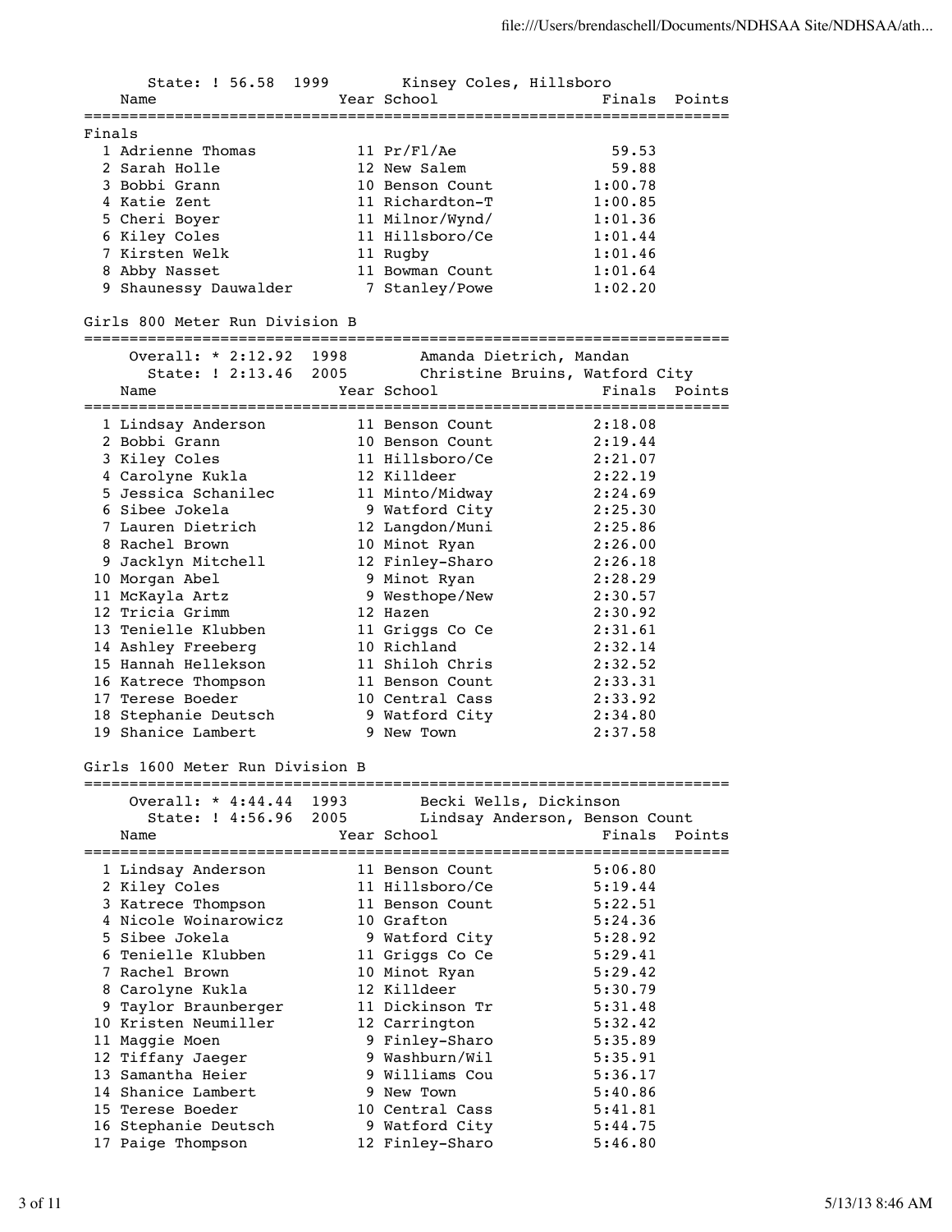State: ! 56.58 1999 Kinsey Coles, Hillsboro

| Name | Year | School | Finals | Points |
|---|---|---|---|---|
| **Finals** | | | | |
| 1 Adrienne Thomas | 11 | Pr/Fl/Ae | 59.53 | |
| 2 Sarah Holle | 12 | New Salem | 59.88 | |
| 3 Bobbi Grann | 10 | Benson Count | 1:00.78 | |
| 4 Katie Zent | 11 | Richardton-T | 1:00.85 | |
| 5 Cheri Boyer | 11 | Milnor/Wynd/ | 1:01.36 | |
| 6 Kiley Coles | 11 | Hillsboro/Ce | 1:01.44 | |
| 7 Kirsten Welk | 11 | Rugby | 1:01.46 | |
| 8 Abby Nasset | 11 | Bowman Count | 1:01.64 | |
| 9 Shaunessy Dauwalder | 7 | Stanley/Powe | 1:02.20 | |

## Girls 800 Meter Run Division B

Overall: * 2:12.92 1998 Amanda Dietrich, Mandan
State: ! 2:13.46 2005 Christine Bruins, Watford City

| Name | Year | School | Finals | Points |
|---|---|---|---|---|
| 1 Lindsay Anderson | 11 | Benson Count | 2:18.08 | |
| 2 Bobbi Grann | 10 | Benson Count | 2:19.44 | |
| 3 Kiley Coles | 11 | Hillsboro/Ce | 2:21.07 | |
| 4 Carolyne Kukla | 12 | Killdeer | 2:22.19 | |
| 5 Jessica Schanilec | 11 | Minto/Midway | 2:24.69 | |
| 6 Sibee Jokela | 9 | Watford City | 2:25.30 | |
| 7 Lauren Dietrich | 12 | Langdon/Muni | 2:25.86 | |
| 8 Rachel Brown | 10 | Minot Ryan | 2:26.00 | |
| 9 Jacklyn Mitchell | 12 | Finley-Sharo | 2:26.18 | |
| 10 Morgan Abel | 9 | Minot Ryan | 2:28.29 | |
| 11 McKayla Artz | 9 | Westhope/New | 2:30.57 | |
| 12 Tricia Grimm | 12 | Hazen | 2:30.92 | |
| 13 Tenielle Klubben | 11 | Griggs Co Ce | 2:31.61 | |
| 14 Ashley Freeberg | 10 | Richland | 2:32.14 | |
| 15 Hannah Hellekson | 11 | Shiloh Chris | 2:32.52 | |
| 16 Katrece Thompson | 11 | Benson Count | 2:33.31 | |
| 17 Terese Boeder | 10 | Central Cass | 2:33.92 | |
| 18 Stephanie Deutsch | 9 | Watford City | 2:34.80 | |
| 19 Shanice Lambert | 9 | New Town | 2:37.58 | |

## Girls 1600 Meter Run Division B

Overall: * 4:44.44 1993 Becki Wells, Dickinson
State: ! 4:56.96 2005 Lindsay Anderson, Benson Count

| Name | Year | School | Finals | Points |
|---|---|---|---|---|
| 1 Lindsay Anderson | 11 | Benson Count | 5:06.80 | |
| 2 Kiley Coles | 11 | Hillsboro/Ce | 5:19.44 | |
| 3 Katrece Thompson | 11 | Benson Count | 5:22.51 | |
| 4 Nicole Woinarowicz | 10 | Grafton | 5:24.36 | |
| 5 Sibee Jokela | 9 | Watford City | 5:28.92 | |
| 6 Tenielle Klubben | 11 | Griggs Co Ce | 5:29.41 | |
| 7 Rachel Brown | 10 | Minot Ryan | 5:29.42 | |
| 8 Carolyne Kukla | 12 | Killdeer | 5:30.79 | |
| 9 Taylor Braunberger | 11 | Dickinson Tr | 5:31.48 | |
| 10 Kristen Neumiller | 12 | Carrington | 5:32.42 | |
| 11 Maggie Moen | 9 | Finley-Sharo | 5:35.89 | |
| 12 Tiffany Jaeger | 9 | Washburn/Wil | 5:35.91 | |
| 13 Samantha Heier | 9 | Williams Cou | 5:36.17 | |
| 14 Shanice Lambert | 9 | New Town | 5:40.86 | |
| 15 Terese Boeder | 10 | Central Cass | 5:41.81 | |
| 16 Stephanie Deutsch | 9 | Watford City | 5:44.75 | |
| 17 Paige Thompson | 12 | Finley-Sharo | 5:46.80 | |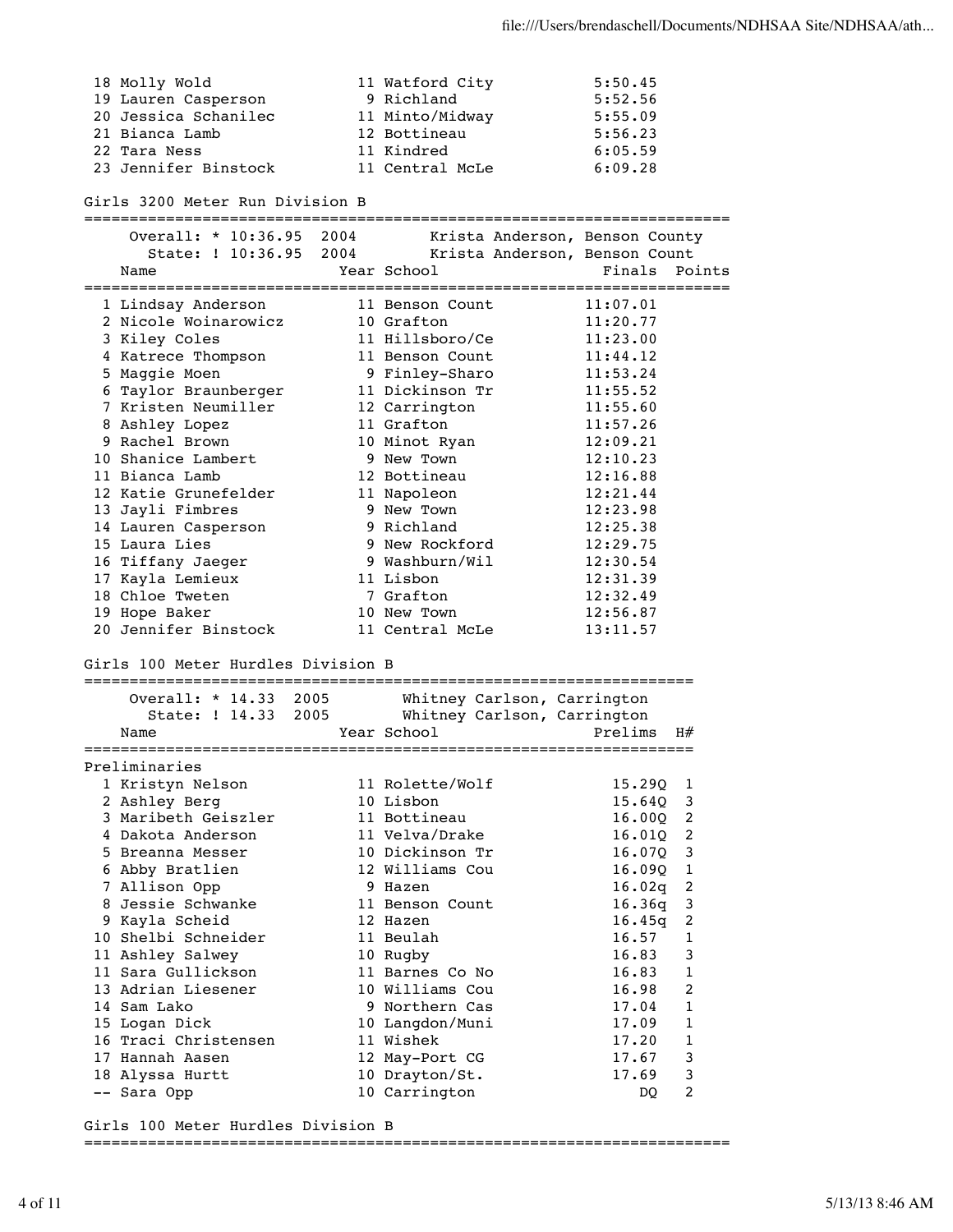| Place | Name | Year | School | Finals |
|---|---|---|---|---|
| 18 | Molly Wold | 11 | Watford City | 5:50.45 |
| 19 | Lauren Casperson | 9 | Richland | 5:52.56 |
| 20 | Jessica Schanilec | 11 | Minto/Midway | 5:55.09 |
| 21 | Bianca Lamb | 12 | Bottineau | 5:56.23 |
| 22 | Tara Ness | 11 | Kindred | 6:05.59 |
| 23 | Jennifer Binstock | 11 | Central McLe | 6:09.28 |

## Girls 3200 Meter Run Division B

Overall: * 10:36.95 2004 Krista Anderson, Benson County

State: ! 10:36.95 2004 Krista Anderson, Benson Count

| Place | Name | Year | School | Finals | Points |
|---|---|---|---|---|---|
| 1 | Lindsay Anderson | 11 | Benson Count | 11:07.01 | |
| 2 | Nicole Woinarowicz | 10 | Grafton | 11:20.77 | |
| 3 | Kiley Coles | 11 | Hillsboro/Ce | 11:23.00 | |
| 4 | Katrece Thompson | 11 | Benson Count | 11:44.12 | |
| 5 | Maggie Moen | 9 | Finley-Sharo | 11:53.24 | |
| 6 | Taylor Braunberger | 11 | Dickinson Tr | 11:55.52 | |
| 7 | Kristen Neumiller | 12 | Carrington | 11:55.60 | |
| 8 | Ashley Lopez | 11 | Grafton | 11:57.26 | |
| 9 | Rachel Brown | 10 | Minot Ryan | 12:09.21 | |
| 10 | Shanice Lambert | 9 | New Town | 12:10.23 | |
| 11 | Bianca Lamb | 12 | Bottineau | 12:16.88 | |
| 12 | Katie Grunefelder | 11 | Napoleon | 12:21.44 | |
| 13 | Jayli Fimbres | 9 | New Town | 12:23.98 | |
| 14 | Lauren Casperson | 9 | Richland | 12:25.38 | |
| 15 | Laura Lies | 9 | New Rockford | 12:29.75 | |
| 16 | Tiffany Jaeger | 9 | Washburn/Wil | 12:30.54 | |
| 17 | Kayla Lemieux | 11 | Lisbon | 12:31.39 | |
| 18 | Chloe Tweten | 7 | Grafton | 12:32.49 | |
| 19 | Hope Baker | 10 | New Town | 12:56.87 | |
| 20 | Jennifer Binstock | 11 | Central McLe | 13:11.57 | |

## Girls 100 Meter Hurdles Division B

Overall: * 14.33 2005 Whitney Carlson, Carrington

State: ! 14.33 2005 Whitney Carlson, Carrington

Preliminaries

| Place | Name | Year | School | Prelims | H# |
|---|---|---|---|---|---|
| 1 | Kristyn Nelson | 11 | Rolette/Wolf | 15.29Q | 1 |
| 2 | Ashley Berg | 10 | Lisbon | 15.64Q | 3 |
| 3 | Maribeth Geiszler | 11 | Bottineau | 16.00Q | 2 |
| 4 | Dakota Anderson | 11 | Velva/Drake | 16.01Q | 2 |
| 5 | Breanna Messer | 10 | Dickinson Tr | 16.07Q | 3 |
| 6 | Abby Bratlien | 12 | Williams Cou | 16.09Q | 1 |
| 7 | Allison Opp | 9 | Hazen | 16.02q | 2 |
| 8 | Jessie Schwanke | 11 | Benson Count | 16.36q | 3 |
| 9 | Kayla Scheid | 12 | Hazen | 16.45q | 2 |
| 10 | Shelbi Schneider | 11 | Beulah | 16.57 | 1 |
| 11 | Ashley Salwey | 10 | Rugby | 16.83 | 3 |
| 11 | Sara Gullickson | 11 | Barnes Co No | 16.83 | 1 |
| 13 | Adrian Liesener | 10 | Williams Cou | 16.98 | 2 |
| 14 | Sam Lako | 9 | Northern Cas | 17.04 | 1 |
| 15 | Logan Dick | 10 | Langdon/Muni | 17.09 | 1 |
| 16 | Traci Christensen | 11 | Wishek | 17.20 | 1 |
| 17 | Hannah Aasen | 12 | May-Port CG | 17.67 | 3 |
| 18 | Alyssa Hurtt | 10 | Drayton/St. | 17.69 | 3 |
| -- | Sara Opp | 10 | Carrington | DQ | 2 |

## Girls 100 Meter Hurdles Division B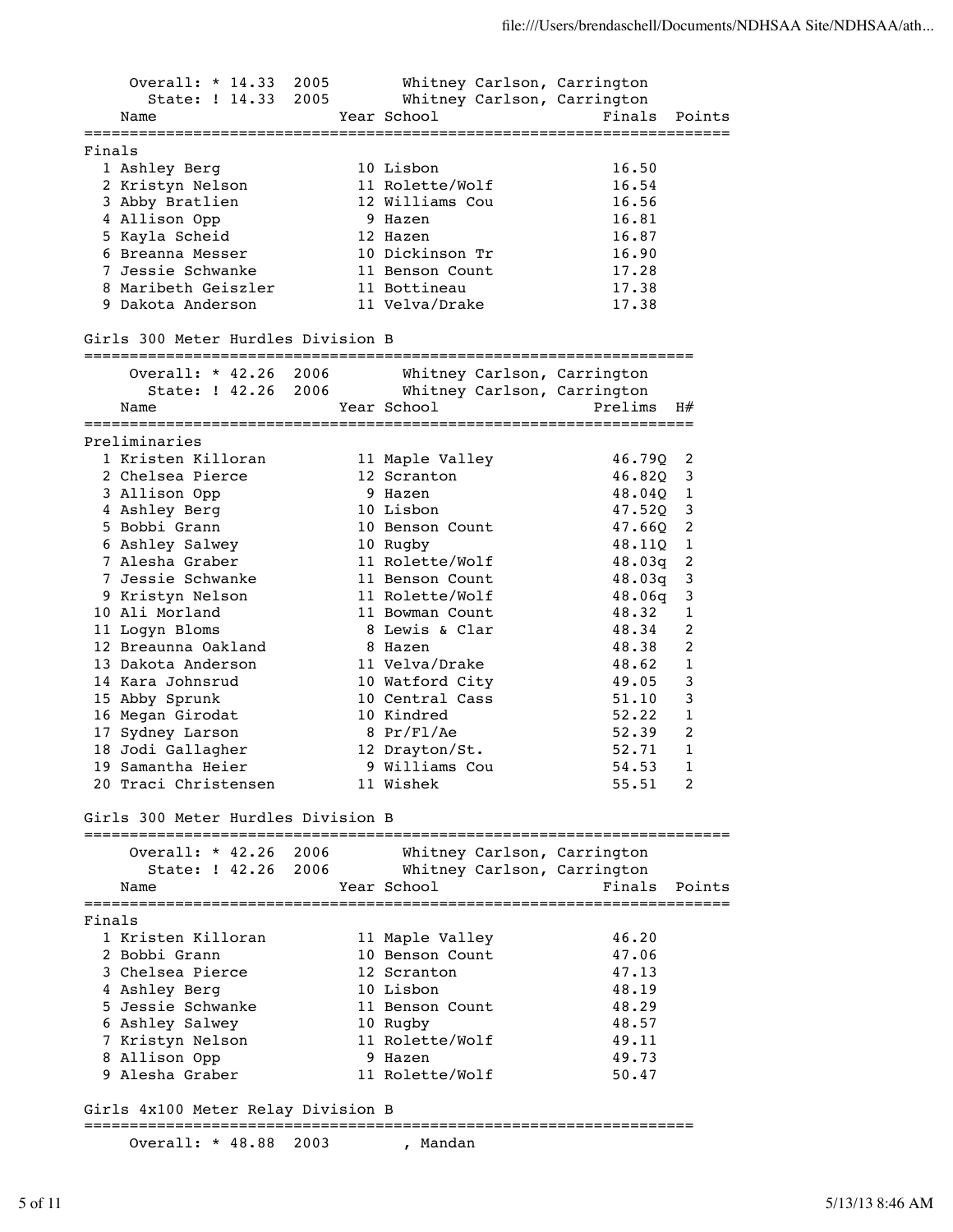Overall: * 14.33  2005  Whitney Carlson, Carrington
State: ! 14.33  2005  Whitney Carlson, Carrington

| | Name | Year | School | Finals | Points |
|---|---|---|---|---|---|
| **Finals** | | | | | |
| 1 | Ashley Berg | 10 | Lisbon | 16.50 | |
| 2 | Kristyn Nelson | 11 | Rolette/Wolf | 16.54 | |
| 3 | Abby Bratlien | 12 | Williams Cou | 16.56 | |
| 4 | Allison Opp | 9 | Hazen | 16.81 | |
| 5 | Kayla Scheid | 12 | Hazen | 16.87 | |
| 6 | Breanna Messer | 10 | Dickinson Tr | 16.90 | |
| 7 | Jessie Schwanke | 11 | Benson Count | 17.28 | |
| 8 | Maribeth Geiszler | 11 | Bottineau | 17.38 | |
| 9 | Dakota Anderson | 11 | Velva/Drake | 17.38 | |

## Girls 300 Meter Hurdles Division B

Overall: * 42.26  2006  Whitney Carlson, Carrington
State: ! 42.26  2006  Whitney Carlson, Carrington

| | Name | Year | School | Prelims | H# |
|---|---|---|---|---|---|
| **Preliminaries** | | | | | |
| 1 | Kristen Killoran | 11 | Maple Valley | 46.79Q | 2 |
| 2 | Chelsea Pierce | 12 | Scranton | 46.82Q | 3 |
| 3 | Allison Opp | 9 | Hazen | 48.04Q | 1 |
| 4 | Ashley Berg | 10 | Lisbon | 47.52Q | 3 |
| 5 | Bobbi Grann | 10 | Benson Count | 47.66Q | 2 |
| 6 | Ashley Salwey | 10 | Rugby | 48.11Q | 1 |
| 7 | Alesha Graber | 11 | Rolette/Wolf | 48.03q | 2 |
| 7 | Jessie Schwanke | 11 | Benson Count | 48.03q | 3 |
| 9 | Kristyn Nelson | 11 | Rolette/Wolf | 48.06q | 3 |
| 10 | Ali Morland | 11 | Bowman Count | 48.32 | 1 |
| 11 | Logyn Bloms | 8 | Lewis & Clar | 48.34 | 2 |
| 12 | Breaunna Oakland | 8 | Hazen | 48.38 | 2 |
| 13 | Dakota Anderson | 11 | Velva/Drake | 48.62 | 1 |
| 14 | Kara Johnsrud | 10 | Watford City | 49.05 | 3 |
| 15 | Abby Sprunk | 10 | Central Cass | 51.10 | 3 |
| 16 | Megan Girodat | 10 | Kindred | 52.22 | 1 |
| 17 | Sydney Larson | 8 | Pr/Fl/Ae | 52.39 | 2 |
| 18 | Jodi Gallagher | 12 | Drayton/St. | 52.71 | 1 |
| 19 | Samantha Heier | 9 | Williams Cou | 54.53 | 1 |
| 20 | Traci Christensen | 11 | Wishek | 55.51 | 2 |

## Girls 300 Meter Hurdles Division B

Overall: * 42.26  2006  Whitney Carlson, Carrington
State: ! 42.26  2006  Whitney Carlson, Carrington

| | Name | Year | School | Finals | Points |
|---|---|---|---|---|---|
| **Finals** | | | | | |
| 1 | Kristen Killoran | 11 | Maple Valley | 46.20 | |
| 2 | Bobbi Grann | 10 | Benson Count | 47.06 | |
| 3 | Chelsea Pierce | 12 | Scranton | 47.13 | |
| 4 | Ashley Berg | 10 | Lisbon | 48.19 | |
| 5 | Jessie Schwanke | 11 | Benson Count | 48.29 | |
| 6 | Ashley Salwey | 10 | Rugby | 48.57 | |
| 7 | Kristyn Nelson | 11 | Rolette/Wolf | 49.11 | |
| 8 | Allison Opp | 9 | Hazen | 49.73 | |
| 9 | Alesha Graber | 11 | Rolette/Wolf | 50.47 | |

## Girls 4x100 Meter Relay Division B

Overall: * 48.88  2003  , Mandan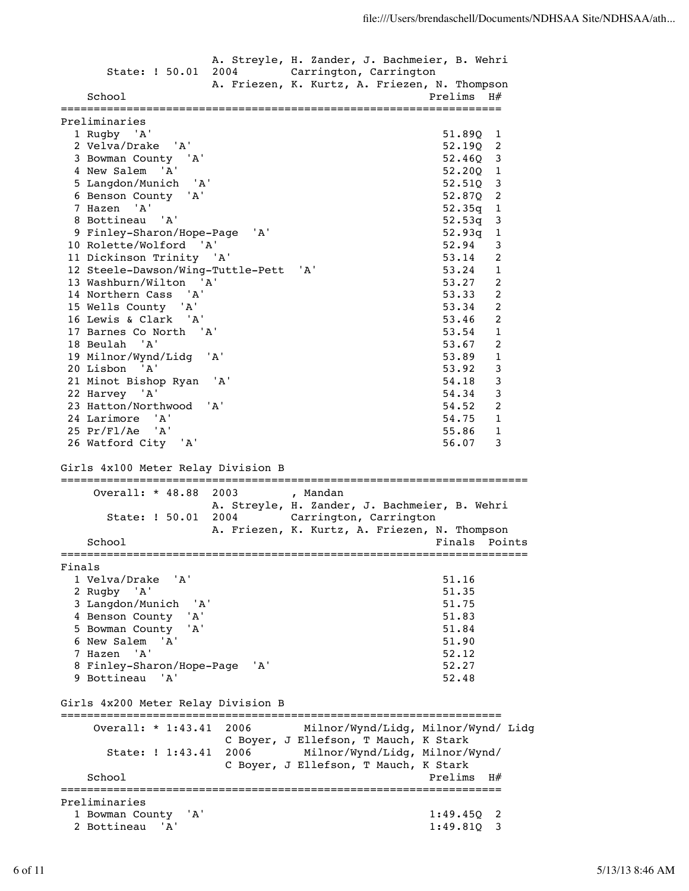A. Streyle, H. Zander, J. Bachmeier, B. Wehri
State: ! 50.01  2004  Carrington, Carrington
A. Friezen, K. Kurtz, A. Friezen, N. Thompson

Preliminaries

| | School | Prelims | H# |
|---|---|---|---|
| 1 | Rugby 'A' | 51.89Q | 1 |
| 2 | Velva/Drake 'A' | 52.19Q | 2 |
| 3 | Bowman County 'A' | 52.46Q | 3 |
| 4 | New Salem 'A' | 52.20Q | 1 |
| 5 | Langdon/Munich 'A' | 52.51Q | 3 |
| 6 | Benson County 'A' | 52.87Q | 2 |
| 7 | Hazen 'A' | 52.35q | 1 |
| 8 | Bottineau 'A' | 52.53q | 3 |
| 9 | Finley-Sharon/Hope-Page 'A' | 52.93q | 1 |
| 10 | Rolette/Wolford 'A' | 52.94 | 3 |
| 11 | Dickinson Trinity 'A' | 53.14 | 2 |
| 12 | Steele-Dawson/Wing-Tuttle-Pett 'A' | 53.24 | 1 |
| 13 | Washburn/Wilton 'A' | 53.27 | 2 |
| 14 | Northern Cass 'A' | 53.33 | 2 |
| 15 | Wells County 'A' | 53.34 | 2 |
| 16 | Lewis & Clark 'A' | 53.46 | 2 |
| 17 | Barnes Co North 'A' | 53.54 | 1 |
| 18 | Beulah 'A' | 53.67 | 2 |
| 19 | Milnor/Wynd/Lidg 'A' | 53.89 | 1 |
| 20 | Lisbon 'A' | 53.92 | 3 |
| 21 | Minot Bishop Ryan 'A' | 54.18 | 3 |
| 22 | Harvey 'A' | 54.34 | 3 |
| 23 | Hatton/Northwood 'A' | 54.52 | 2 |
| 24 | Larimore 'A' | 54.75 | 1 |
| 25 | Pr/Fl/Ae 'A' | 55.86 | 1 |
| 26 | Watford City 'A' | 56.07 | 3 |

## Girls 4x100 Meter Relay Division B

Overall: * 48.88  2003  , Mandan
A. Streyle, H. Zander, J. Bachmeier, B. Wehri
State: ! 50.01  2004  Carrington, Carrington
A. Friezen, K. Kurtz, A. Friezen, N. Thompson

Finals

| | School | Finals | Points |
|---|---|---|---|
| 1 | Velva/Drake 'A' | 51.16 | |
| 2 | Rugby 'A' | 51.35 | |
| 3 | Langdon/Munich 'A' | 51.75 | |
| 4 | Benson County 'A' | 51.83 | |
| 5 | Bowman County 'A' | 51.84 | |
| 6 | New Salem 'A' | 51.90 | |
| 7 | Hazen 'A' | 52.12 | |
| 8 | Finley-Sharon/Hope-Page 'A' | 52.27 | |
| 9 | Bottineau 'A' | 52.48 | |

## Girls 4x200 Meter Relay Division B

Overall: * 1:43.41  2006  Milnor/Wynd/Lidg, Milnor/Wynd/ Lidg
C Boyer, J Ellefson, T Mauch, K Stark
State: ! 1:43.41  2006  Milnor/Wynd/Lidg, Milnor/Wynd/
C Boyer, J Ellefson, T Mauch, K Stark

Preliminaries

| | School | Prelims | H# |
|---|---|---|---|
| 1 | Bowman County 'A' | 1:49.45Q | 2 |
| 2 | Bottineau 'A' | 1:49.81Q | 3 |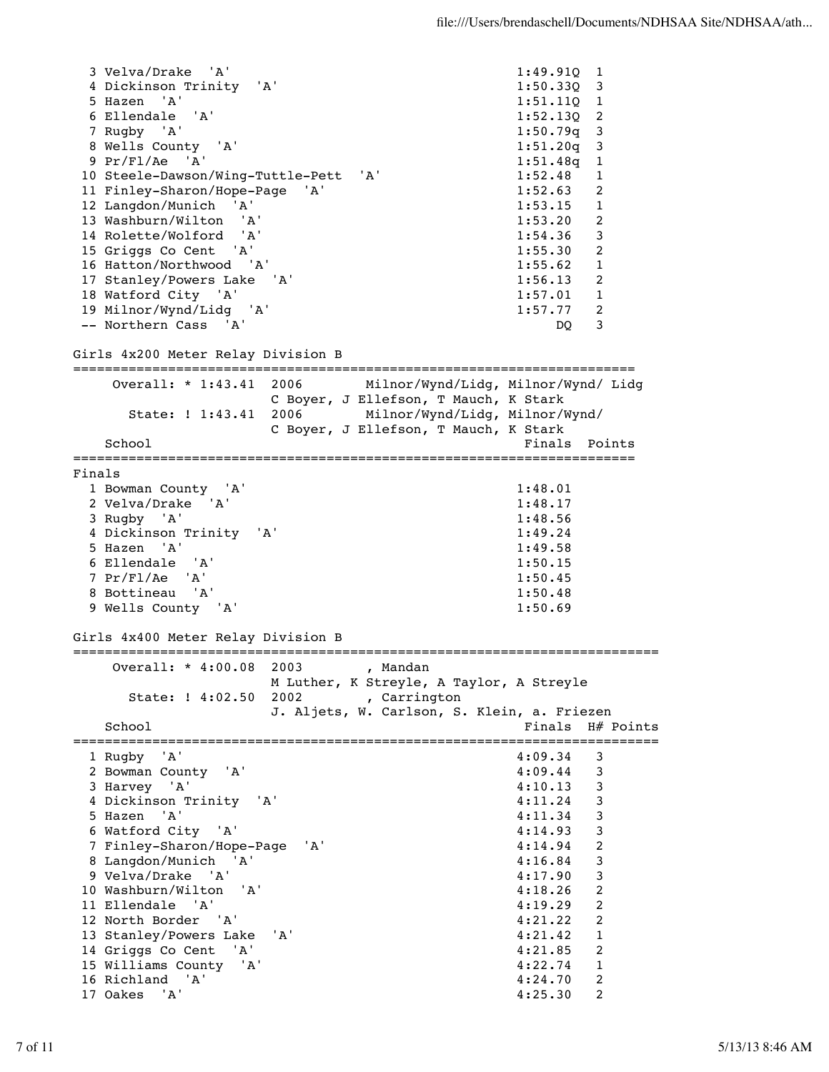| | School | Finals | H# |
|---|---|---|---|
| 3 | Velva/Drake 'A' | 1:49.91Q | 1 |
| 4 | Dickinson Trinity 'A' | 1:50.33Q | 3 |
| 5 | Hazen 'A' | 1:51.11Q | 1 |
| 6 | Ellendale 'A' | 1:52.13Q | 2 |
| 7 | Rugby 'A' | 1:50.79q | 3 |
| 8 | Wells County 'A' | 1:51.20q | 3 |
| 9 | Pr/Fl/Ae 'A' | 1:51.48q | 1 |
| 10 | Steele-Dawson/Wing-Tuttle-Pett 'A' | 1:52.48 | 1 |
| 11 | Finley-Sharon/Hope-Page 'A' | 1:52.63 | 2 |
| 12 | Langdon/Munich 'A' | 1:53.15 | 1 |
| 13 | Washburn/Wilton 'A' | 1:53.20 | 2 |
| 14 | Rolette/Wolford 'A' | 1:54.36 | 3 |
| 15 | Griggs Co Cent 'A' | 1:55.30 | 2 |
| 16 | Hatton/Northwood 'A' | 1:55.62 | 1 |
| 17 | Stanley/Powers Lake 'A' | 1:56.13 | 2 |
| 18 | Watford City 'A' | 1:57.01 | 1 |
| 19 | Milnor/Wynd/Lidg 'A' | 1:57.77 | 2 |
| -- | Northern Cass 'A' | DQ | 3 |

## Girls 4x200 Meter Relay Division B

Overall: * 1:43.41 2006 Milnor/Wynd/Lidg, Milnor/Wynd/ Lidg
C Boyer, J Ellefson, T Mauch, K Stark

State: ! 1:43.41 2006 Milnor/Wynd/Lidg, Milnor/Wynd/
C Boyer, J Ellefson, T Mauch, K Stark

Finals

| | School | Finals | Points |
|---|---|---|---|
| 1 | Bowman County 'A' | 1:48.01 | |
| 2 | Velva/Drake 'A' | 1:48.17 | |
| 3 | Rugby 'A' | 1:48.56 | |
| 4 | Dickinson Trinity 'A' | 1:49.24 | |
| 5 | Hazen 'A' | 1:49.58 | |
| 6 | Ellendale 'A' | 1:50.15 | |
| 7 | Pr/Fl/Ae 'A' | 1:50.45 | |
| 8 | Bottineau 'A' | 1:50.48 | |
| 9 | Wells County 'A' | 1:50.69 | |

## Girls 4x400 Meter Relay Division B

Overall: * 4:00.08 2003 , Mandan
M Luther, K Streyle, A Taylor, A Streyle

State: ! 4:02.50 2002 , Carrington
J. Aljets, W. Carlson, S. Klein, a. Friezen

| | School | Finals | H# | Points |
|---|---|---|---|---|
| 1 | Rugby 'A' | 4:09.34 | 3 | |
| 2 | Bowman County 'A' | 4:09.44 | 3 | |
| 3 | Harvey 'A' | 4:10.13 | 3 | |
| 4 | Dickinson Trinity 'A' | 4:11.24 | 3 | |
| 5 | Hazen 'A' | 4:11.34 | 3 | |
| 6 | Watford City 'A' | 4:14.93 | 3 | |
| 7 | Finley-Sharon/Hope-Page 'A' | 4:14.94 | 2 | |
| 8 | Langdon/Munich 'A' | 4:16.84 | 3 | |
| 9 | Velva/Drake 'A' | 4:17.90 | 3 | |
| 10 | Washburn/Wilton 'A' | 4:18.26 | 2 | |
| 11 | Ellendale 'A' | 4:19.29 | 2 | |
| 12 | North Border 'A' | 4:21.22 | 2 | |
| 13 | Stanley/Powers Lake 'A' | 4:21.42 | 1 | |
| 14 | Griggs Co Cent 'A' | 4:21.85 | 2 | |
| 15 | Williams County 'A' | 4:22.74 | 1 | |
| 16 | Richland 'A' | 4:24.70 | 2 | |
| 17 | Oakes 'A' | 4:25.30 | 2 | |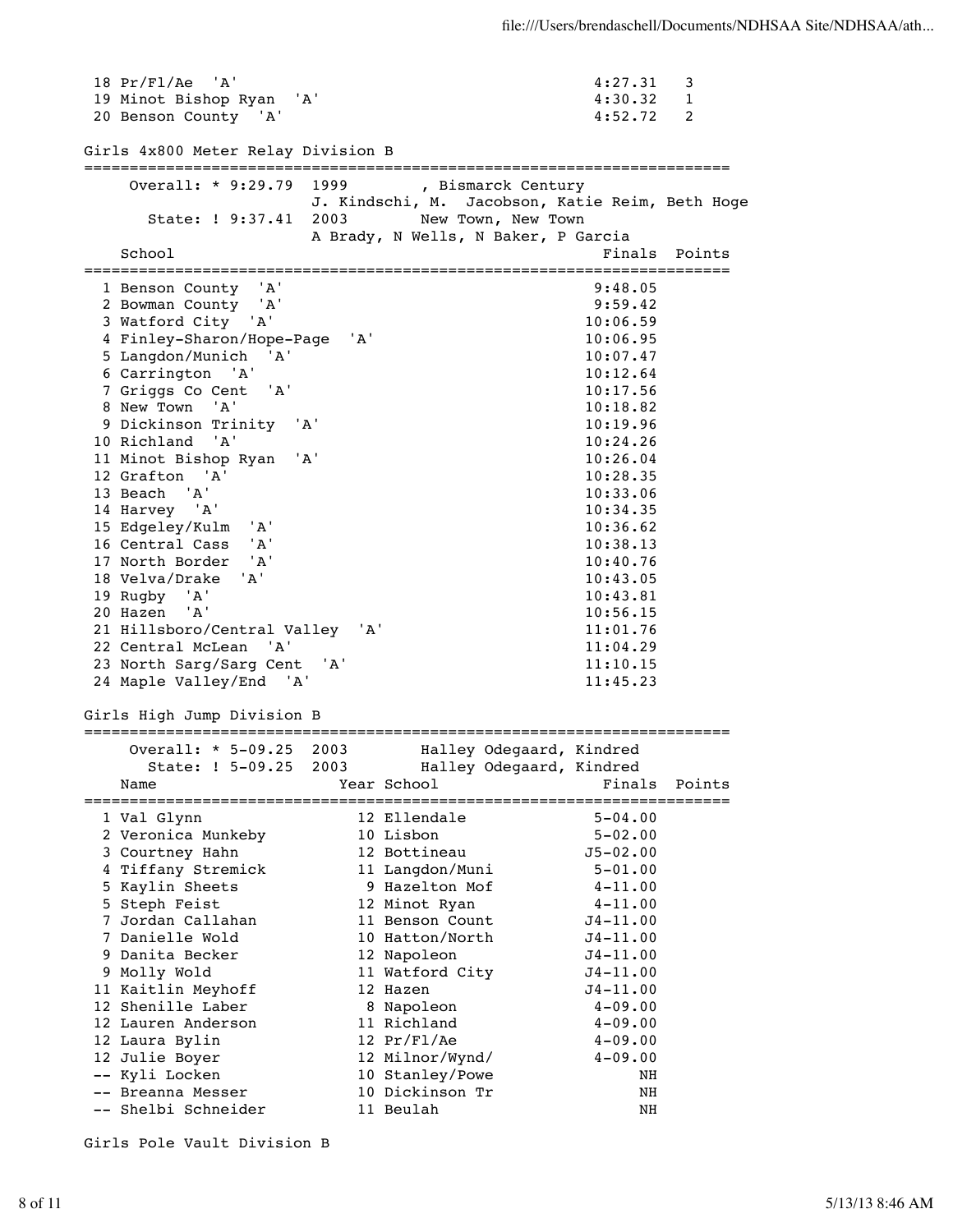| | | Finals | Points |
|---|---|---|---|
| 18 | Pr/Fl/Ae 'A' | 4:27.31 | 3 |
| 19 | Minot Bishop Ryan 'A' | 4:30.32 | 1 |
| 20 | Benson County 'A' | 4:52.72 | 2 |

## Girls 4x800 Meter Relay Division B

Overall: * 9:29.79 1999 , Bismarck Century
J. Kindschi, M. Jacobson, Katie Reim, Beth Hoge

State: ! 9:37.41 2003 New Town, New Town
A Brady, N Wells, N Baker, P Garcia

| | School | Finals | Points |
|---|---|---|---|
| 1 | Benson County 'A' | 9:48.05 | |
| 2 | Bowman County 'A' | 9:59.42 | |
| 3 | Watford City 'A' | 10:06.59 | |
| 4 | Finley-Sharon/Hope-Page 'A' | 10:06.95 | |
| 5 | Langdon/Munich 'A' | 10:07.47 | |
| 6 | Carrington 'A' | 10:12.64 | |
| 7 | Griggs Co Cent 'A' | 10:17.56 | |
| 8 | New Town 'A' | 10:18.82 | |
| 9 | Dickinson Trinity 'A' | 10:19.96 | |
| 10 | Richland 'A' | 10:24.26 | |
| 11 | Minot Bishop Ryan 'A' | 10:26.04 | |
| 12 | Grafton 'A' | 10:28.35 | |
| 13 | Beach 'A' | 10:33.06 | |
| 14 | Harvey 'A' | 10:34.35 | |
| 15 | Edgeley/Kulm 'A' | 10:36.62 | |
| 16 | Central Cass 'A' | 10:38.13 | |
| 17 | North Border 'A' | 10:40.76 | |
| 18 | Velva/Drake 'A' | 10:43.05 | |
| 19 | Rugby 'A' | 10:43.81 | |
| 20 | Hazen 'A' | 10:56.15 | |
| 21 | Hillsboro/Central Valley 'A' | 11:01.76 | |
| 22 | Central McLean 'A' | 11:04.29 | |
| 23 | North Sarg/Sarg Cent 'A' | 11:10.15 | |
| 24 | Maple Valley/End 'A' | 11:45.23 | |

## Girls High Jump Division B

Overall: * 5-09.25 2003 Halley Odegaard, Kindred

State: ! 5-09.25 2003 Halley Odegaard, Kindred

| | Name | Year | School | Finals | Points |
|---|---|---|---|---|---|
| 1 | Val Glynn | 12 | Ellendale | 5-04.00 | |
| 2 | Veronica Munkeby | 10 | Lisbon | 5-02.00 | |
| 3 | Courtney Hahn | 12 | Bottineau | J5-02.00 | |
| 4 | Tiffany Stremick | 11 | Langdon/Muni | 5-01.00 | |
| 5 | Kaylin Sheets | 9 | Hazelton Mof | 4-11.00 | |
| 5 | Steph Feist | 12 | Minot Ryan | 4-11.00 | |
| 7 | Jordan Callahan | 11 | Benson Count | J4-11.00 | |
| 7 | Danielle Wold | 10 | Hatton/North | J4-11.00 | |
| 9 | Danita Becker | 12 | Napoleon | J4-11.00 | |
| 9 | Molly Wold | 11 | Watford City | J4-11.00 | |
| 11 | Kaitlin Meyhoff | 12 | Hazen | J4-11.00 | |
| 12 | Shenille Laber | 8 | Napoleon | 4-09.00 | |
| 12 | Lauren Anderson | 11 | Richland | 4-09.00 | |
| 12 | Laura Bylin | 12 | Pr/Fl/Ae | 4-09.00 | |
| 12 | Julie Boyer | 12 | Milnor/Wynd/ | 4-09.00 | |
| -- | Kyli Locken | 10 | Stanley/Powe | NH | |
| -- | Breanna Messer | 10 | Dickinson Tr | NH | |
| -- | Shelbi Schneider | 11 | Beulah | NH | |

## Girls Pole Vault Division B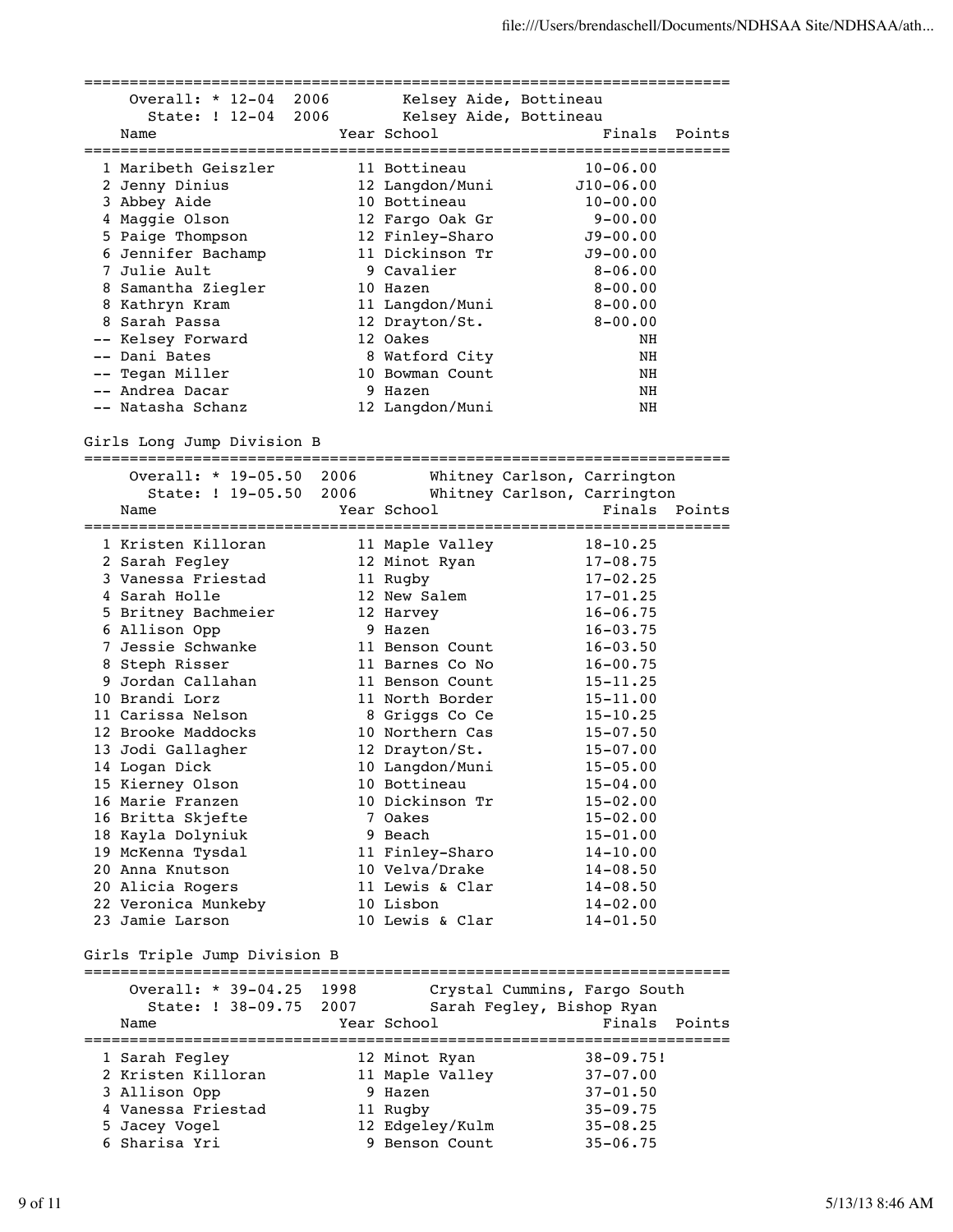Overall: * 12-04 2006 Kelsey Aide, Bottineau
State: ! 12-04 2006 Kelsey Aide, Bottineau

| | Name | Year | School | Finals | Points |
|---|---|---|---|---|---|
| 1 | Maribeth Geiszler | 11 | Bottineau | 10-06.00 | |
| 2 | Jenny Dinius | 12 | Langdon/Muni | J10-06.00 | |
| 3 | Abbey Aide | 10 | Bottineau | 10-00.00 | |
| 4 | Maggie Olson | 12 | Fargo Oak Gr | 9-00.00 | |
| 5 | Paige Thompson | 12 | Finley-Sharo | J9-00.00 | |
| 6 | Jennifer Bachamp | 11 | Dickinson Tr | J9-00.00 | |
| 7 | Julie Ault | 9 | Cavalier | 8-06.00 | |
| 8 | Samantha Ziegler | 10 | Hazen | 8-00.00 | |
| 8 | Kathryn Kram | 11 | Langdon/Muni | 8-00.00 | |
| 8 | Sarah Passa | 12 | Drayton/St. | 8-00.00 | |
| -- | Kelsey Forward | 12 | Oakes | NH | |
| -- | Dani Bates | 8 | Watford City | NH | |
| -- | Tegan Miller | 10 | Bowman Count | NH | |
| -- | Andrea Dacar | 9 | Hazen | NH | |
| -- | Natasha Schanz | 12 | Langdon/Muni | NH | |

## Girls Long Jump Division B

Overall: * 19-05.50 2006 Whitney Carlson, Carrington
State: ! 19-05.50 2006 Whitney Carlson, Carrington

| | Name | Year | School | Finals | Points |
|---|---|---|---|---|---|
| 1 | Kristen Killoran | 11 | Maple Valley | 18-10.25 | |
| 2 | Sarah Fegley | 12 | Minot Ryan | 17-08.75 | |
| 3 | Vanessa Friestad | 11 | Rugby | 17-02.25 | |
| 4 | Sarah Holle | 12 | New Salem | 17-01.25 | |
| 5 | Britney Bachmeier | 12 | Harvey | 16-06.75 | |
| 6 | Allison Opp | 9 | Hazen | 16-03.75 | |
| 7 | Jessie Schwanke | 11 | Benson Count | 16-03.50 | |
| 8 | Steph Risser | 11 | Barnes Co No | 16-00.75 | |
| 9 | Jordan Callahan | 11 | Benson Count | 15-11.25 | |
| 10 | Brandi Lorz | 11 | North Border | 15-11.00 | |
| 11 | Carissa Nelson | 8 | Griggs Co Ce | 15-10.25 | |
| 12 | Brooke Maddocks | 10 | Northern Cas | 15-07.50 | |
| 13 | Jodi Gallagher | 12 | Drayton/St. | 15-07.00 | |
| 14 | Logan Dick | 10 | Langdon/Muni | 15-05.00 | |
| 15 | Kierney Olson | 10 | Bottineau | 15-04.00 | |
| 16 | Marie Franzen | 10 | Dickinson Tr | 15-02.00 | |
| 16 | Britta Skjefte | 7 | Oakes | 15-02.00 | |
| 18 | Kayla Dolyniuk | 9 | Beach | 15-01.00 | |
| 19 | McKenna Tysdal | 11 | Finley-Sharo | 14-10.00 | |
| 20 | Anna Knutson | 10 | Velva/Drake | 14-08.50 | |
| 20 | Alicia Rogers | 11 | Lewis & Clar | 14-08.50 | |
| 22 | Veronica Munkeby | 10 | Lisbon | 14-02.00 | |
| 23 | Jamie Larson | 10 | Lewis & Clar | 14-01.50 | |

## Girls Triple Jump Division B

Overall: * 39-04.25 1998 Crystal Cummins, Fargo South
State: ! 38-09.75 2007 Sarah Fegley, Bishop Ryan

| | Name | Year | School | Finals | Points |
|---|---|---|---|---|---|
| 1 | Sarah Fegley | 12 | Minot Ryan | 38-09.75! | |
| 2 | Kristen Killoran | 11 | Maple Valley | 37-07.00 | |
| 3 | Allison Opp | 9 | Hazen | 37-01.50 | |
| 4 | Vanessa Friestad | 11 | Rugby | 35-09.75 | |
| 5 | Jacey Vogel | 12 | Edgeley/Kulm | 35-08.25 | |
| 6 | Sharisa Yri | 9 | Benson Count | 35-06.75 | |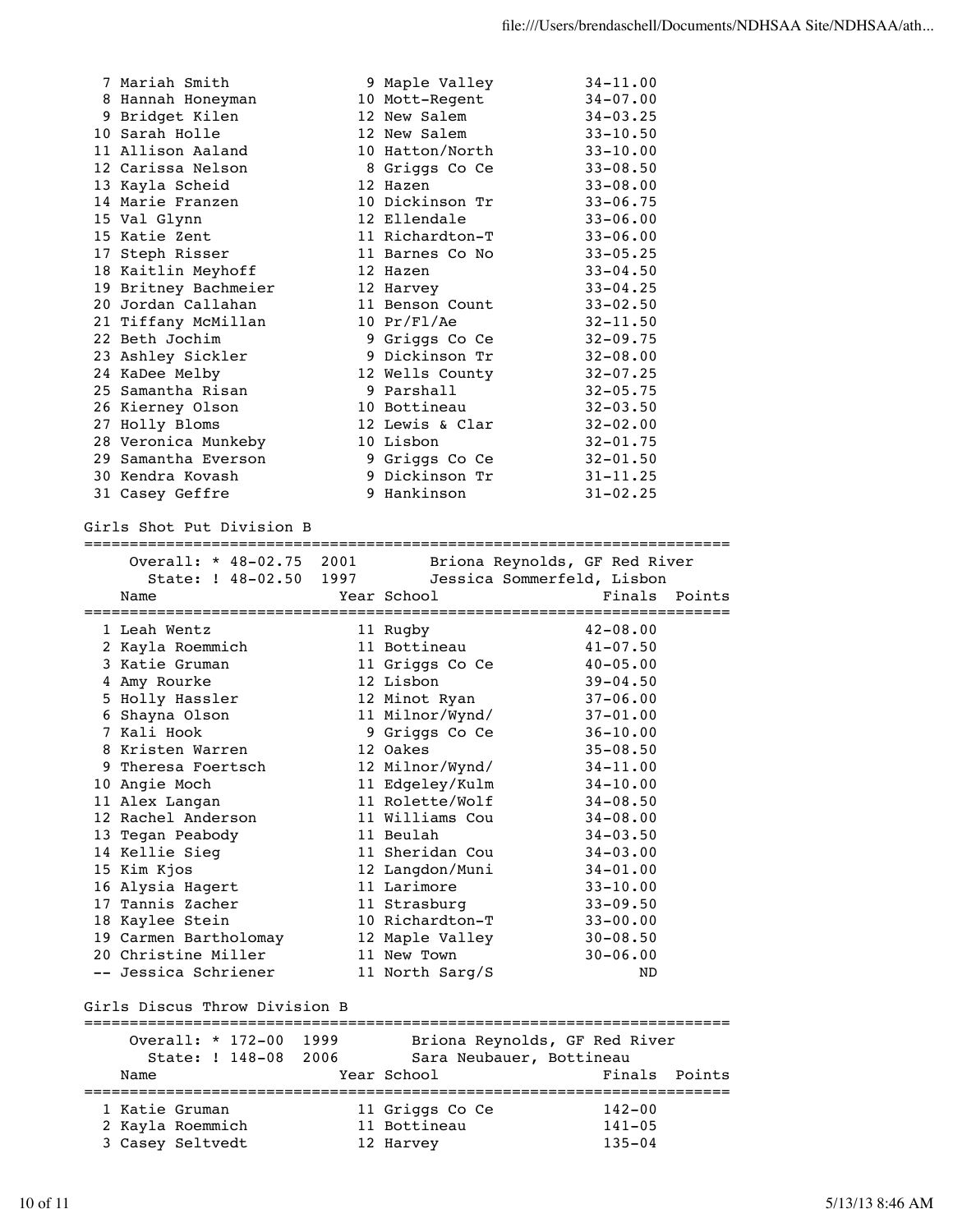| Place | Name | Year | School | Finals |
|---|---|---|---|---|
| 7 | Mariah Smith | 9 | Maple Valley | 34-11.00 |
| 8 | Hannah Honeyman | 10 | Mott-Regent | 34-07.00 |
| 9 | Bridget Kilen | 12 | New Salem | 34-03.25 |
| 10 | Sarah Holle | 12 | New Salem | 33-10.50 |
| 11 | Allison Aaland | 10 | Hatton/North | 33-10.00 |
| 12 | Carissa Nelson | 8 | Griggs Co Ce | 33-08.50 |
| 13 | Kayla Scheid | 12 | Hazen | 33-08.00 |
| 14 | Marie Franzen | 10 | Dickinson Tr | 33-06.75 |
| 15 | Val Glynn | 12 | Ellendale | 33-06.00 |
| 15 | Katie Zent | 11 | Richardton-T | 33-06.00 |
| 17 | Steph Risser | 11 | Barnes Co No | 33-05.25 |
| 18 | Kaitlin Meyhoff | 12 | Hazen | 33-04.50 |
| 19 | Britney Bachmeier | 12 | Harvey | 33-04.25 |
| 20 | Jordan Callahan | 11 | Benson Count | 33-02.50 |
| 21 | Tiffany McMillan | 10 | Pr/Fl/Ae | 32-11.50 |
| 22 | Beth Jochim | 9 | Griggs Co Ce | 32-09.75 |
| 23 | Ashley Sickler | 9 | Dickinson Tr | 32-08.00 |
| 24 | KaDee Melby | 12 | Wells County | 32-07.25 |
| 25 | Samantha Risan | 9 | Parshall | 32-05.75 |
| 26 | Kierney Olson | 10 | Bottineau | 32-03.50 |
| 27 | Holly Bloms | 12 | Lewis & Clar | 32-02.00 |
| 28 | Veronica Munkeby | 10 | Lisbon | 32-01.75 |
| 29 | Samantha Everson | 9 | Griggs Co Ce | 32-01.50 |
| 30 | Kendra Kovash | 9 | Dickinson Tr | 31-11.25 |
| 31 | Casey Geffre | 9 | Hankinson | 31-02.25 |

## Girls Shot Put Division B

Overall: * 48-02.75 2001 Briona Reynolds, GF Red River
State: ! 48-02.50 1997 Jessica Sommerfeld, Lisbon

| Place | Name | Year | School | Finals | Points |
|---|---|---|---|---|---|
| 1 | Leah Wentz | 11 | Rugby | 42-08.00 | |
| 2 | Kayla Roemmich | 11 | Bottineau | 41-07.50 | |
| 3 | Katie Gruman | 11 | Griggs Co Ce | 40-05.00 | |
| 4 | Amy Rourke | 12 | Lisbon | 39-04.50 | |
| 5 | Holly Hassler | 12 | Minot Ryan | 37-06.00 | |
| 6 | Shayna Olson | 11 | Milnor/Wynd/ | 37-01.00 | |
| 7 | Kali Hook | 9 | Griggs Co Ce | 36-10.00 | |
| 8 | Kristen Warren | 12 | Oakes | 35-08.50 | |
| 9 | Theresa Foertsch | 12 | Milnor/Wynd/ | 34-11.00 | |
| 10 | Angie Moch | 11 | Edgeley/Kulm | 34-10.00 | |
| 11 | Alex Langan | 11 | Rolette/Wolf | 34-08.50 | |
| 12 | Rachel Anderson | 11 | Williams Cou | 34-08.00 | |
| 13 | Tegan Peabody | 11 | Beulah | 34-03.50 | |
| 14 | Kellie Sieg | 11 | Sheridan Cou | 34-03.00 | |
| 15 | Kim Kjos | 12 | Langdon/Muni | 34-01.00 | |
| 16 | Alysia Hagert | 11 | Larimore | 33-10.00 | |
| 17 | Tannis Zacher | 11 | Strasburg | 33-09.50 | |
| 18 | Kaylee Stein | 10 | Richardton-T | 33-00.00 | |
| 19 | Carmen Bartholomay | 12 | Maple Valley | 30-08.50 | |
| 20 | Christine Miller | 11 | New Town | 30-06.00 | |
| -- | Jessica Schriener | 11 | North Sarg/S | ND | |

## Girls Discus Throw Division B

Overall: * 172-00 1999 Briona Reynolds, GF Red River
State: ! 148-08 2006 Sara Neubauer, Bottineau

| Place | Name | Year | School | Finals | Points |
|---|---|---|---|---|---|
| 1 | Katie Gruman | 11 | Griggs Co Ce | 142-00 | |
| 2 | Kayla Roemmich | 11 | Bottineau | 141-05 | |
| 3 | Casey Seltvedt | 12 | Harvey | 135-04 | |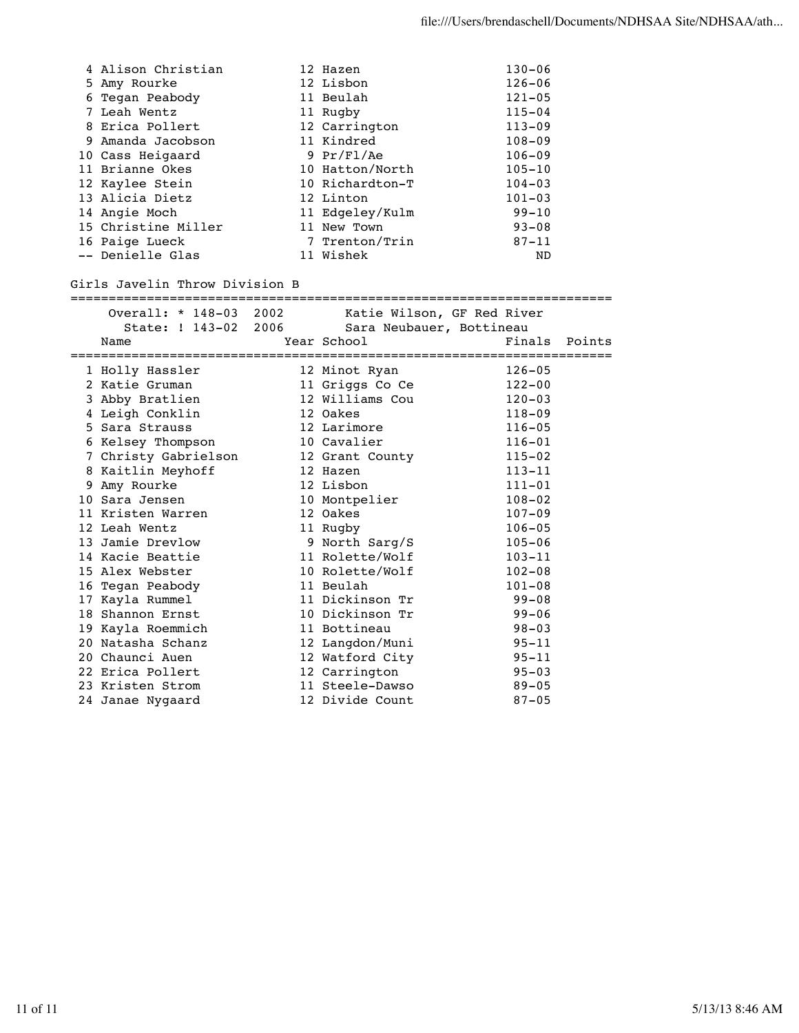| | | | |
|---|---|---|---|
| 4 | Alison Christian | 12 Hazen | 130-06 |
| 5 | Amy Rourke | 12 Lisbon | 126-06 |
| 6 | Tegan Peabody | 11 Beulah | 121-05 |
| 7 | Leah Wentz | 11 Rugby | 115-04 |
| 8 | Erica Pollert | 12 Carrington | 113-09 |
| 9 | Amanda Jacobson | 11 Kindred | 108-09 |
| 10 | Cass Heigaard | 9 Pr/Fl/Ae | 106-09 |
| 11 | Brianne Okes | 10 Hatton/North | 105-10 |
| 12 | Kaylee Stein | 10 Richardton-T | 104-03 |
| 13 | Alicia Dietz | 12 Linton | 101-03 |
| 14 | Angie Moch | 11 Edgeley/Kulm | 99-10 |
| 15 | Christine Miller | 11 New Town | 93-08 |
| 16 | Paige Lueck | 7 Trenton/Trin | 87-11 |
| -- | Denielle Glas | 11 Wishek | ND |

Girls Javelin Throw Division B

Overall: * 148-03 2002 Katie Wilson, GF Red River
State: ! 143-02 2006 Sara Neubauer, Bottineau

| | Name | Year | School | Finals | Points |
|---|---|---|---|---|---|
| 1 | Holly Hassler | 12 | Minot Ryan | 126-05 | |
| 2 | Katie Gruman | 11 | Griggs Co Ce | 122-00 | |
| 3 | Abby Bratlien | 12 | Williams Cou | 120-03 | |
| 4 | Leigh Conklin | 12 | Oakes | 118-09 | |
| 5 | Sara Strauss | 12 | Larimore | 116-05 | |
| 6 | Kelsey Thompson | 10 | Cavalier | 116-01 | |
| 7 | Christy Gabrielson | 12 | Grant County | 115-02 | |
| 8 | Kaitlin Meyhoff | 12 | Hazen | 113-11 | |
| 9 | Amy Rourke | 12 | Lisbon | 111-01 | |
| 10 | Sara Jensen | 10 | Montpelier | 108-02 | |
| 11 | Kristen Warren | 12 | Oakes | 107-09 | |
| 12 | Leah Wentz | 11 | Rugby | 106-05 | |
| 13 | Jamie Drevlow | 9 | North Sarg/S | 105-06 | |
| 14 | Kacie Beattie | 11 | Rolette/Wolf | 103-11 | |
| 15 | Alex Webster | 10 | Rolette/Wolf | 102-08 | |
| 16 | Tegan Peabody | 11 | Beulah | 101-08 | |
| 17 | Kayla Rummel | 11 | Dickinson Tr | 99-08 | |
| 18 | Shannon Ernst | 10 | Dickinson Tr | 99-06 | |
| 19 | Kayla Roemmich | 11 | Bottineau | 98-03 | |
| 20 | Natasha Schanz | 12 | Langdon/Muni | 95-11 | |
| 20 | Chaunci Auen | 12 | Watford City | 95-11 | |
| 22 | Erica Pollert | 12 | Carrington | 95-03 | |
| 23 | Kristen Strom | 11 | Steele-Dawso | 89-05 | |
| 24 | Janae Nygaard | 12 | Divide Count | 87-05 | |